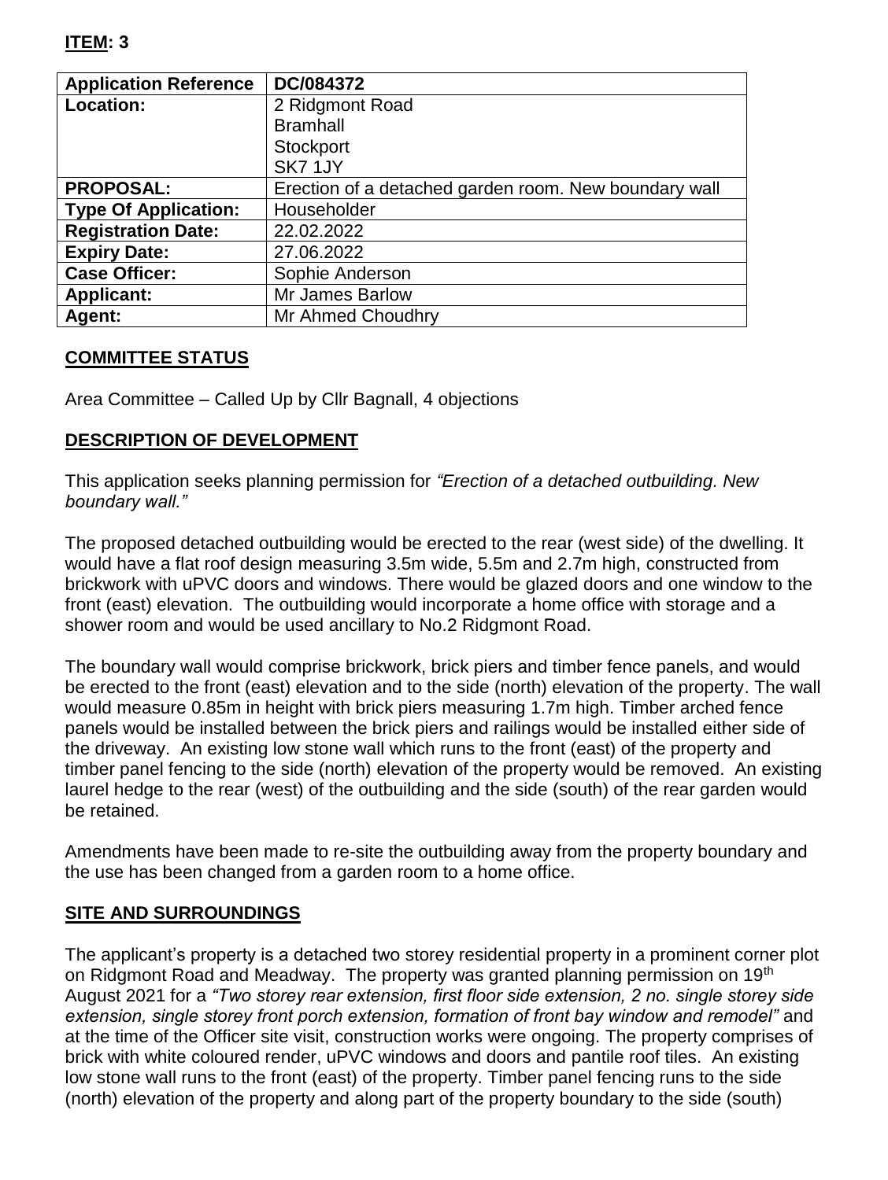**ITEM: 3**

| Application Reference | DC/084372 |
|---|---|
| Location: | 2 Ridgmont Road<br>Bramhall<br>Stockport<br>SK7 1JY |
| PROPOSAL: | Erection of a detached garden room. New boundary wall |
| Type Of Application: | Householder |
| Registration Date: | 22.02.2022 |
| Expiry Date: | 27.06.2022 |
| Case Officer: | Sophie Anderson |
| Applicant: | Mr James Barlow |
| Agent: | Mr Ahmed Choudhry |

## COMMITTEE STATUS

Area Committee – Called Up by Cllr Bagnall, 4 objections

## DESCRIPTION OF DEVELOPMENT

This application seeks planning permission for *"Erection of a detached outbuilding. New boundary wall."*

The proposed detached outbuilding would be erected to the rear (west side) of the dwelling. It would have a flat roof design measuring 3.5m wide, 5.5m and 2.7m high, constructed from brickwork with uPVC doors and windows. There would be glazed doors and one window to the front (east) elevation. The outbuilding would incorporate a home office with storage and a shower room and would be used ancillary to No.2 Ridgmont Road.

The boundary wall would comprise brickwork, brick piers and timber fence panels, and would be erected to the front (east) elevation and to the side (north) elevation of the property. The wall would measure 0.85m in height with brick piers measuring 1.7m high. Timber arched fence panels would be installed between the brick piers and railings would be installed either side of the driveway. An existing low stone wall which runs to the front (east) of the property and timber panel fencing to the side (north) elevation of the property would be removed. An existing laurel hedge to the rear (west) of the outbuilding and the side (south) of the rear garden would be retained.

Amendments have been made to re-site the outbuilding away from the property boundary and the use has been changed from a garden room to a home office.

## SITE AND SURROUNDINGS

The applicant's property is a detached two storey residential property in a prominent corner plot on Ridgmont Road and Meadway. The property was granted planning permission on 19th August 2021 for a *"Two storey rear extension, first floor side extension, 2 no. single storey side extension, single storey front porch extension, formation of front bay window and remodel"* and at the time of the Officer site visit, construction works were ongoing. The property comprises of brick with white coloured render, uPVC windows and doors and pantile roof tiles. An existing low stone wall runs to the front (east) of the property. Timber panel fencing runs to the side (north) elevation of the property and along part of the property boundary to the side (south)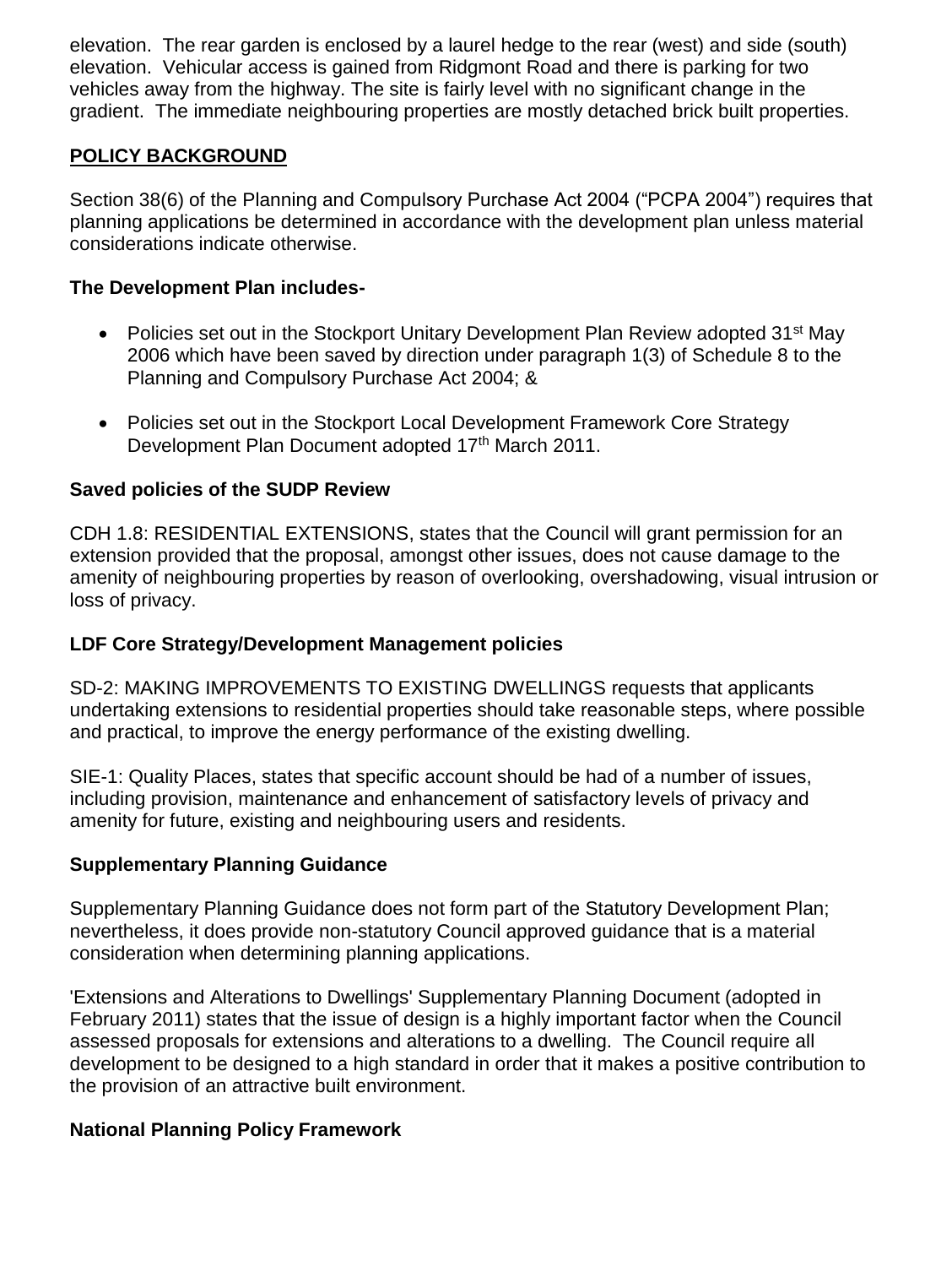elevation. The rear garden is enclosed by a laurel hedge to the rear (west) and side (south) elevation. Vehicular access is gained from Ridgmont Road and there is parking for two vehicles away from the highway. The site is fairly level with no significant change in the gradient. The immediate neighbouring properties are mostly detached brick built properties.

## POLICY BACKGROUND

Section 38(6) of the Planning and Compulsory Purchase Act 2004 ("PCPA 2004") requires that planning applications be determined in accordance with the development plan unless material considerations indicate otherwise.

### The Development Plan includes-

- Policies set out in the Stockport Unitary Development Plan Review adopted 31st May 2006 which have been saved by direction under paragraph 1(3) of Schedule 8 to the Planning and Compulsory Purchase Act 2004; &
- Policies set out in the Stockport Local Development Framework Core Strategy Development Plan Document adopted 17th March 2011.

### Saved policies of the SUDP Review

CDH 1.8: RESIDENTIAL EXTENSIONS, states that the Council will grant permission for an extension provided that the proposal, amongst other issues, does not cause damage to the amenity of neighbouring properties by reason of overlooking, overshadowing, visual intrusion or loss of privacy.

### LDF Core Strategy/Development Management policies

SD-2: MAKING IMPROVEMENTS TO EXISTING DWELLINGS requests that applicants undertaking extensions to residential properties should take reasonable steps, where possible and practical, to improve the energy performance of the existing dwelling.

SIE-1: Quality Places, states that specific account should be had of a number of issues, including provision, maintenance and enhancement of satisfactory levels of privacy and amenity for future, existing and neighbouring users and residents.

### Supplementary Planning Guidance

Supplementary Planning Guidance does not form part of the Statutory Development Plan; nevertheless, it does provide non-statutory Council approved guidance that is a material consideration when determining planning applications.

'Extensions and Alterations to Dwellings' Supplementary Planning Document (adopted in February 2011) states that the issue of design is a highly important factor when the Council assessed proposals for extensions and alterations to a dwelling. The Council require all development to be designed to a high standard in order that it makes a positive contribution to the provision of an attractive built environment.

### National Planning Policy Framework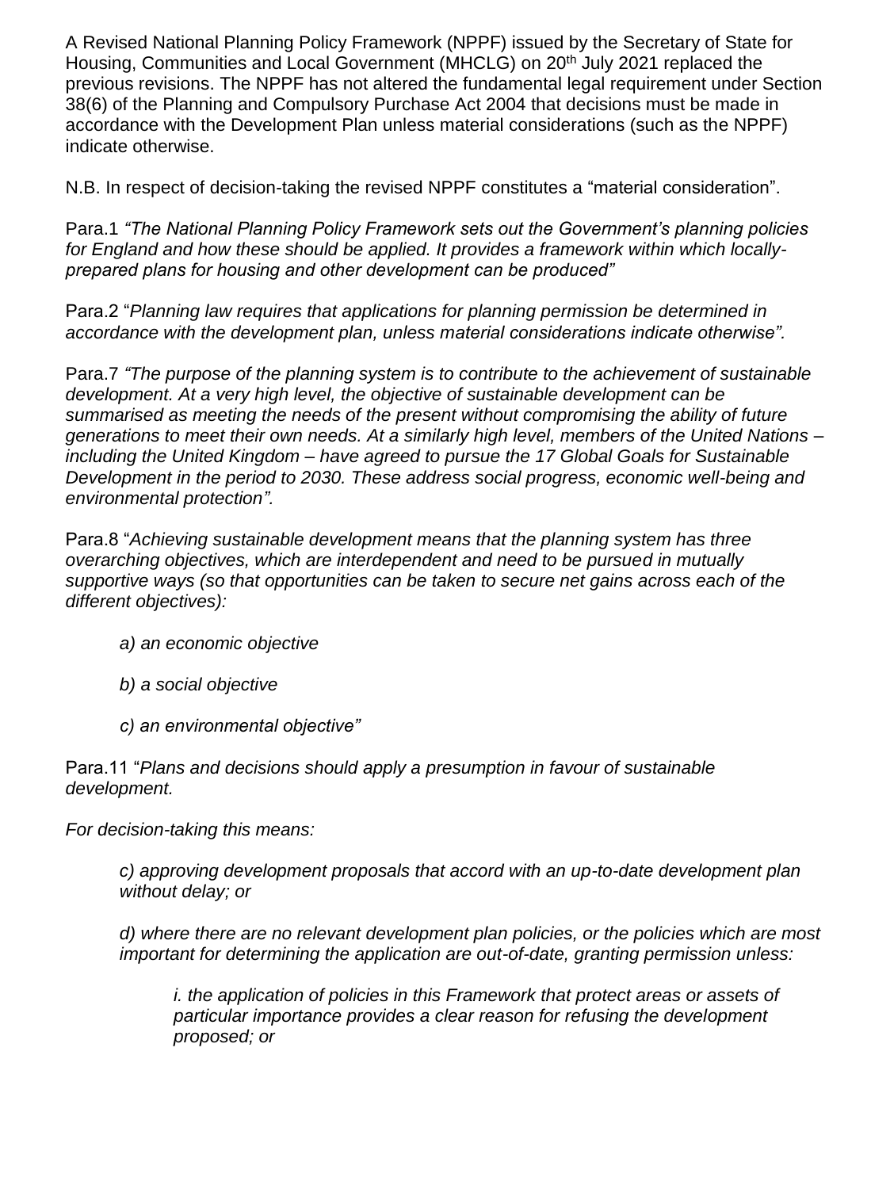A Revised National Planning Policy Framework (NPPF) issued by the Secretary of State for Housing, Communities and Local Government (MHCLG) on 20th July 2021 replaced the previous revisions. The NPPF has not altered the fundamental legal requirement under Section 38(6) of the Planning and Compulsory Purchase Act 2004 that decisions must be made in accordance with the Development Plan unless material considerations (such as the NPPF) indicate otherwise.

N.B. In respect of decision-taking the revised NPPF constitutes a "material consideration".

Para.1 *"The National Planning Policy Framework sets out the Government's planning policies for England and how these should be applied. It provides a framework within which locally-prepared plans for housing and other development can be produced"*

Para.2 "*Planning law requires that applications for planning permission be determined in accordance with the development plan, unless material considerations indicate otherwise".*

Para.7 *"The purpose of the planning system is to contribute to the achievement of sustainable development. At a very high level, the objective of sustainable development can be summarised as meeting the needs of the present without compromising the ability of future generations to meet their own needs. At a similarly high level, members of the United Nations – including the United Kingdom – have agreed to pursue the 17 Global Goals for Sustainable Development in the period to 2030. These address social progress, economic well-being and environmental protection".*

Para.8 "*Achieving sustainable development means that the planning system has three overarching objectives, which are interdependent and need to be pursued in mutually supportive ways (so that opportunities can be taken to secure net gains across each of the different objectives):*

> *a) an economic objective*
>
> *b) a social objective*
>
> *c) an environmental objective"*

Para.11 "*Plans and decisions should apply a presumption in favour of sustainable development.*

*For decision-taking this means:*

> *c) approving development proposals that accord with an up-to-date development plan without delay; or*
>
> *d) where there are no relevant development plan policies, or the policies which are most important for determining the application are out-of-date, granting permission unless:*
>
> > *i. the application of policies in this Framework that protect areas or assets of particular importance provides a clear reason for refusing the development proposed; or*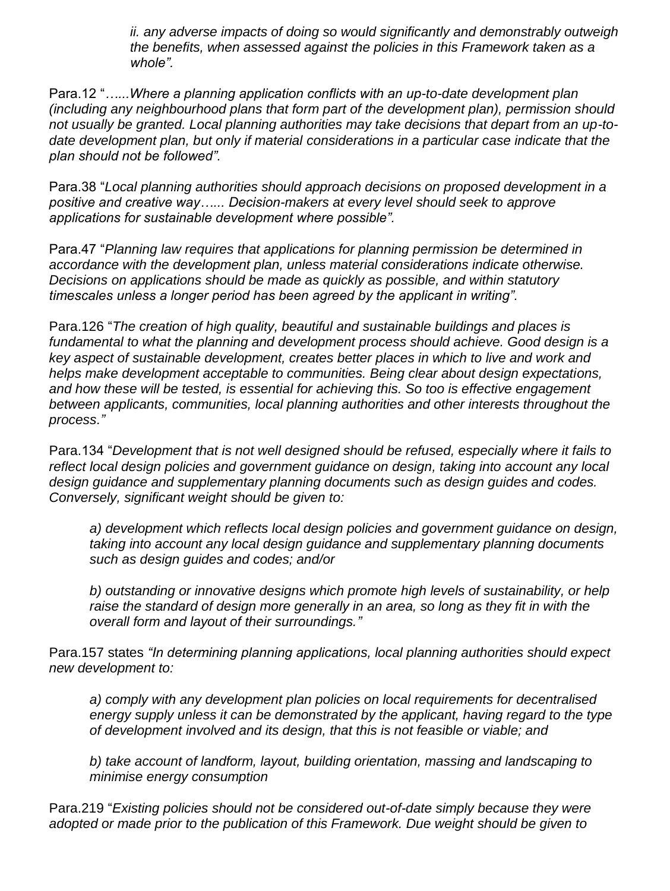*ii. any adverse impacts of doing so would significantly and demonstrably outweigh the benefits, when assessed against the policies in this Framework taken as a whole".*

Para.12 "*......Where a planning application conflicts with an up-to-date development plan (including any neighbourhood plans that form part of the development plan), permission should not usually be granted. Local planning authorities may take decisions that depart from an up-to-date development plan, but only if material considerations in a particular case indicate that the plan should not be followed".*

Para.38 "*Local planning authorities should approach decisions on proposed development in a positive and creative way…... Decision-makers at every level should seek to approve applications for sustainable development where possible".*

Para.47 "*Planning law requires that applications for planning permission be determined in accordance with the development plan, unless material considerations indicate otherwise. Decisions on applications should be made as quickly as possible, and within statutory timescales unless a longer period has been agreed by the applicant in writing".*

Para.126 "*The creation of high quality, beautiful and sustainable buildings and places is fundamental to what the planning and development process should achieve. Good design is a key aspect of sustainable development, creates better places in which to live and work and helps make development acceptable to communities. Being clear about design expectations, and how these will be tested, is essential for achieving this. So too is effective engagement between applicants, communities, local planning authorities and other interests throughout the process."*

Para.134 "*Development that is not well designed should be refused, especially where it fails to reflect local design policies and government guidance on design, taking into account any local design guidance and supplementary planning documents such as design guides and codes. Conversely, significant weight should be given to:*

> *a) development which reflects local design policies and government guidance on design, taking into account any local design guidance and supplementary planning documents such as design guides and codes; and/or*
>
> *b) outstanding or innovative designs which promote high levels of sustainability, or help raise the standard of design more generally in an area, so long as they fit in with the overall form and layout of their surroundings."*

Para.157 states *"In determining planning applications, local planning authorities should expect new development to:*

> *a) comply with any development plan policies on local requirements for decentralised energy supply unless it can be demonstrated by the applicant, having regard to the type of development involved and its design, that this is not feasible or viable; and*
>
> *b) take account of landform, layout, building orientation, massing and landscaping to minimise energy consumption*

Para.219 "*Existing policies should not be considered out-of-date simply because they were adopted or made prior to the publication of this Framework. Due weight should be given to*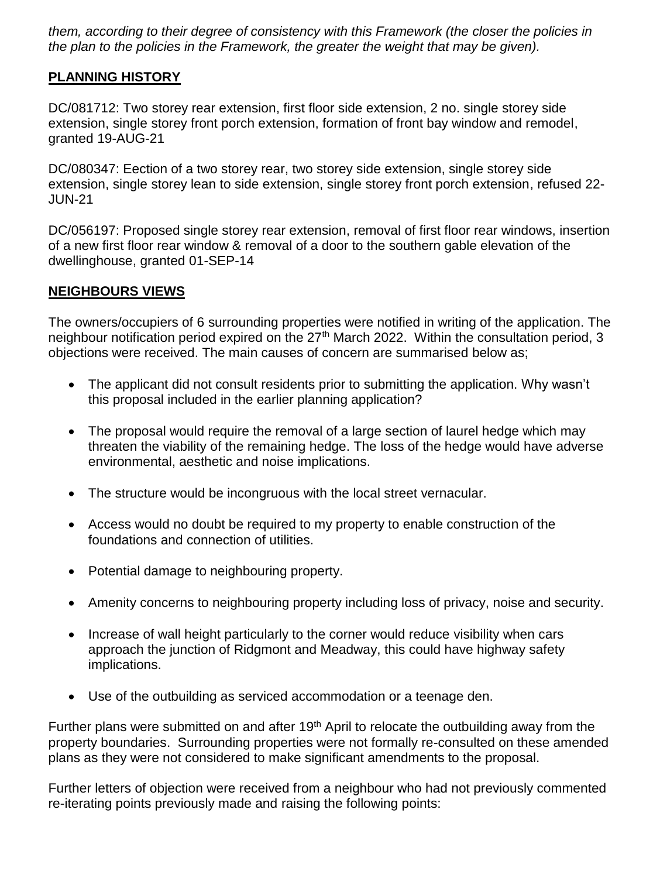*them, according to their degree of consistency with this Framework (the closer the policies in the plan to the policies in the Framework, the greater the weight that may be given).*

## PLANNING HISTORY

DC/081712: Two storey rear extension, first floor side extension, 2 no. single storey side extension, single storey front porch extension, formation of front bay window and remodel, granted 19-AUG-21

DC/080347: Eection of a two storey rear, two storey side extension, single storey side extension, single storey lean to side extension, single storey front porch extension, refused 22-JUN-21

DC/056197: Proposed single storey rear extension, removal of first floor rear windows, insertion of a new first floor rear window & removal of a door to the southern gable elevation of the dwellinghouse, granted 01-SEP-14

## NEIGHBOURS VIEWS

The owners/occupiers of 6 surrounding properties were notified in writing of the application. The neighbour notification period expired on the 27th March 2022. Within the consultation period, 3 objections were received. The main causes of concern are summarised below as;

- The applicant did not consult residents prior to submitting the application. Why wasn't this proposal included in the earlier planning application?
- The proposal would require the removal of a large section of laurel hedge which may threaten the viability of the remaining hedge. The loss of the hedge would have adverse environmental, aesthetic and noise implications.
- The structure would be incongruous with the local street vernacular.
- Access would no doubt be required to my property to enable construction of the foundations and connection of utilities.
- Potential damage to neighbouring property.
- Amenity concerns to neighbouring property including loss of privacy, noise and security.
- Increase of wall height particularly to the corner would reduce visibility when cars approach the junction of Ridgmont and Meadway, this could have highway safety implications.
- Use of the outbuilding as serviced accommodation or a teenage den.

Further plans were submitted on and after 19th April to relocate the outbuilding away from the property boundaries. Surrounding properties were not formally re-consulted on these amended plans as they were not considered to make significant amendments to the proposal.

Further letters of objection were received from a neighbour who had not previously commented re-iterating points previously made and raising the following points: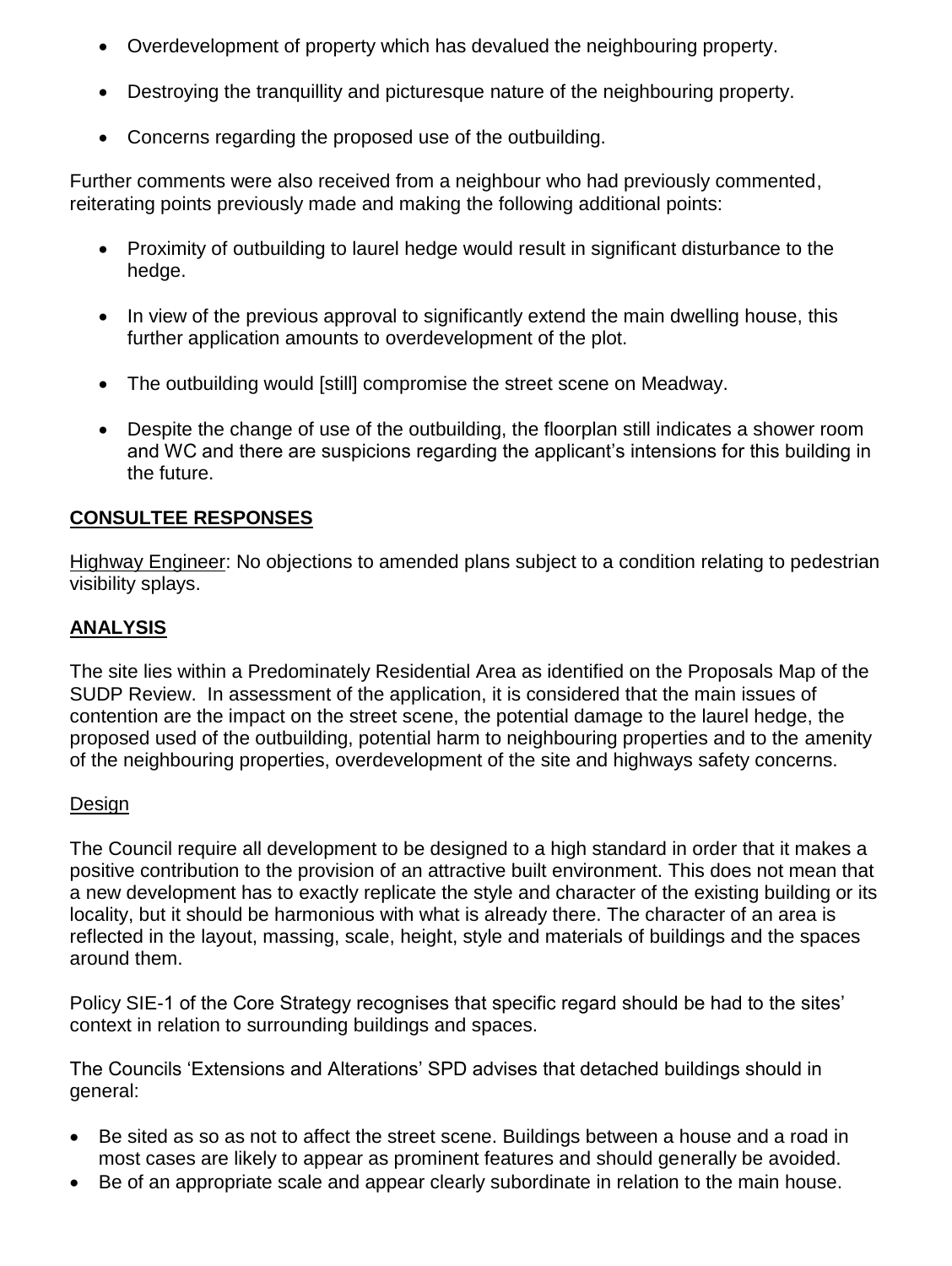- Overdevelopment of property which has devalued the neighbouring property.
- Destroying the tranquillity and picturesque nature of the neighbouring property.
- Concerns regarding the proposed use of the outbuilding.

Further comments were also received from a neighbour who had previously commented, reiterating points previously made and making the following additional points:

- Proximity of outbuilding to laurel hedge would result in significant disturbance to the hedge.
- In view of the previous approval to significantly extend the main dwelling house, this further application amounts to overdevelopment of the plot.
- The outbuilding would [still] compromise the street scene on Meadway.
- Despite the change of use of the outbuilding, the floorplan still indicates a shower room and WC and there are suspicions regarding the applicant's intensions for this building in the future.

## CONSULTEE RESPONSES

Highway Engineer: No objections to amended plans subject to a condition relating to pedestrian visibility splays.

## ANALYSIS

The site lies within a Predominately Residential Area as identified on the Proposals Map of the SUDP Review. In assessment of the application, it is considered that the main issues of contention are the impact on the street scene, the potential damage to the laurel hedge, the proposed used of the outbuilding, potential harm to neighbouring properties and to the amenity of the neighbouring properties, overdevelopment of the site and highways safety concerns.

Design

The Council require all development to be designed to a high standard in order that it makes a positive contribution to the provision of an attractive built environment. This does not mean that a new development has to exactly replicate the style and character of the existing building or its locality, but it should be harmonious with what is already there. The character of an area is reflected in the layout, massing, scale, height, style and materials of buildings and the spaces around them.

Policy SIE-1 of the Core Strategy recognises that specific regard should be had to the sites' context in relation to surrounding buildings and spaces.

The Councils 'Extensions and Alterations' SPD advises that detached buildings should in general:

- Be sited as so as not to affect the street scene. Buildings between a house and a road in most cases are likely to appear as prominent features and should generally be avoided.
- Be of an appropriate scale and appear clearly subordinate in relation to the main house.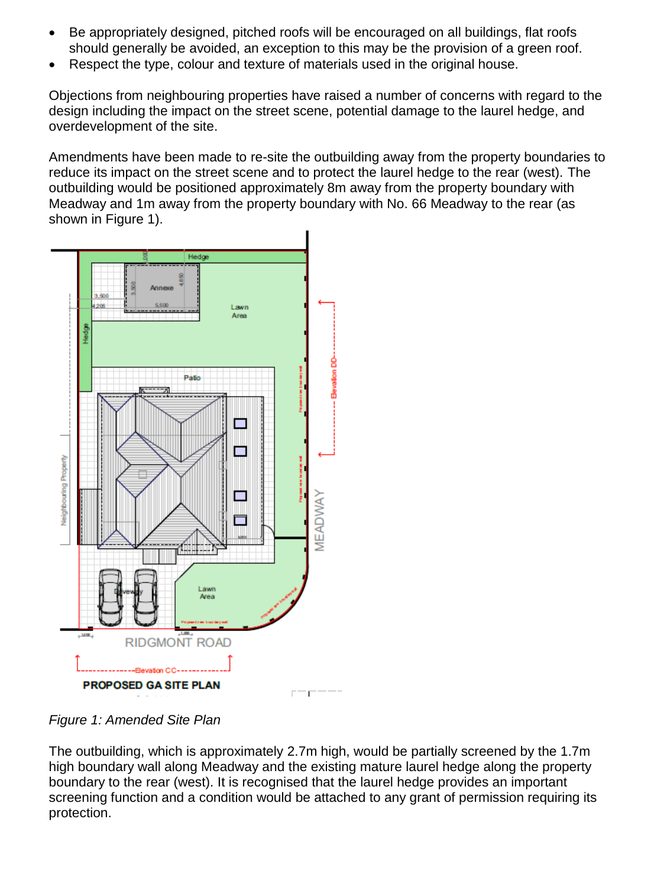- Be appropriately designed, pitched roofs will be encouraged on all buildings, flat roofs should generally be avoided, an exception to this may be the provision of a green roof.
- Respect the type, colour and texture of materials used in the original house.

Objections from neighbouring properties have raised a number of concerns with regard to the design including the impact on the street scene, potential damage to the laurel hedge, and overdevelopment of the site.

Amendments have been made to re-site the outbuilding away from the property boundaries to reduce its impact on the street scene and to protect the laurel hedge to the rear (west). The outbuilding would be positioned approximately 8m away from the property boundary with Meadway and 1m away from the property boundary with No. 66 Meadway to the rear (as shown in Figure 1).

*Figure 1: Amended Site Plan*

The outbuilding, which is approximately 2.7m high, would be partially screened by the 1.7m high boundary wall along Meadway and the existing mature laurel hedge along the property boundary to the rear (west). It is recognised that the laurel hedge provides an important screening function and a condition would be attached to any grant of permission requiring its protection.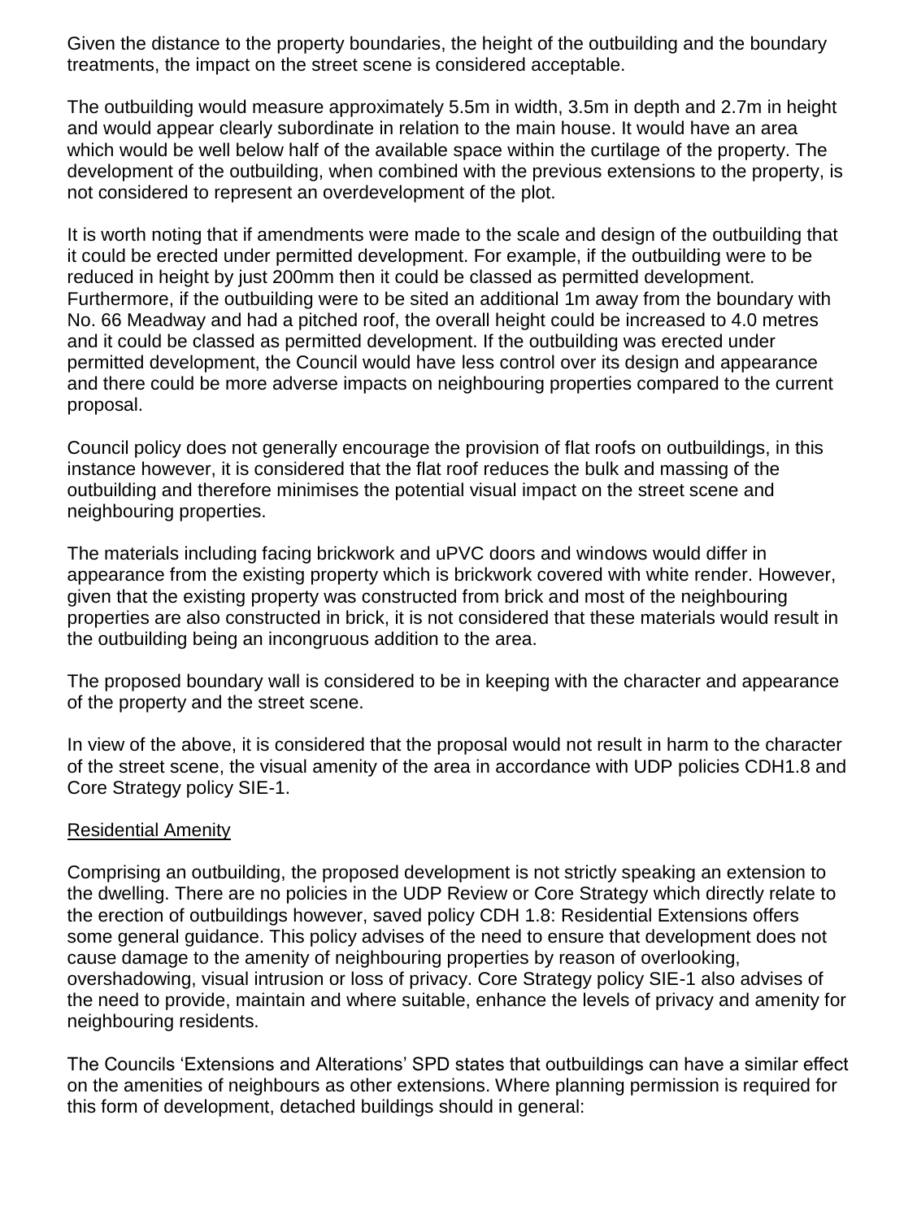Given the distance to the property boundaries, the height of the outbuilding and the boundary treatments, the impact on the street scene is considered acceptable.

The outbuilding would measure approximately 5.5m in width, 3.5m in depth and 2.7m in height and would appear clearly subordinate in relation to the main house. It would have an area which would be well below half of the available space within the curtilage of the property. The development of the outbuilding, when combined with the previous extensions to the property, is not considered to represent an overdevelopment of the plot.

It is worth noting that if amendments were made to the scale and design of the outbuilding that it could be erected under permitted development. For example, if the outbuilding were to be reduced in height by just 200mm then it could be classed as permitted development. Furthermore, if the outbuilding were to be sited an additional 1m away from the boundary with No. 66 Meadway and had a pitched roof, the overall height could be increased to 4.0 metres and it could be classed as permitted development. If the outbuilding was erected under permitted development, the Council would have less control over its design and appearance and there could be more adverse impacts on neighbouring properties compared to the current proposal.

Council policy does not generally encourage the provision of flat roofs on outbuildings, in this instance however, it is considered that the flat roof reduces the bulk and massing of the outbuilding and therefore minimises the potential visual impact on the street scene and neighbouring properties.

The materials including facing brickwork and uPVC doors and windows would differ in appearance from the existing property which is brickwork covered with white render. However, given that the existing property was constructed from brick and most of the neighbouring properties are also constructed in brick, it is not considered that these materials would result in the outbuilding being an incongruous addition to the area.

The proposed boundary wall is considered to be in keeping with the character and appearance of the property and the street scene.

In view of the above, it is considered that the proposal would not result in harm to the character of the street scene, the visual amenity of the area in accordance with UDP policies CDH1.8 and Core Strategy policy SIE-1.

## Residential Amenity

Comprising an outbuilding, the proposed development is not strictly speaking an extension to the dwelling. There are no policies in the UDP Review or Core Strategy which directly relate to the erection of outbuildings however, saved policy CDH 1.8: Residential Extensions offers some general guidance. This policy advises of the need to ensure that development does not cause damage to the amenity of neighbouring properties by reason of overlooking, overshadowing, visual intrusion or loss of privacy. Core Strategy policy SIE-1 also advises of the need to provide, maintain and where suitable, enhance the levels of privacy and amenity for neighbouring residents.

The Councils 'Extensions and Alterations' SPD states that outbuildings can have a similar effect on the amenities of neighbours as other extensions. Where planning permission is required for this form of development, detached buildings should in general: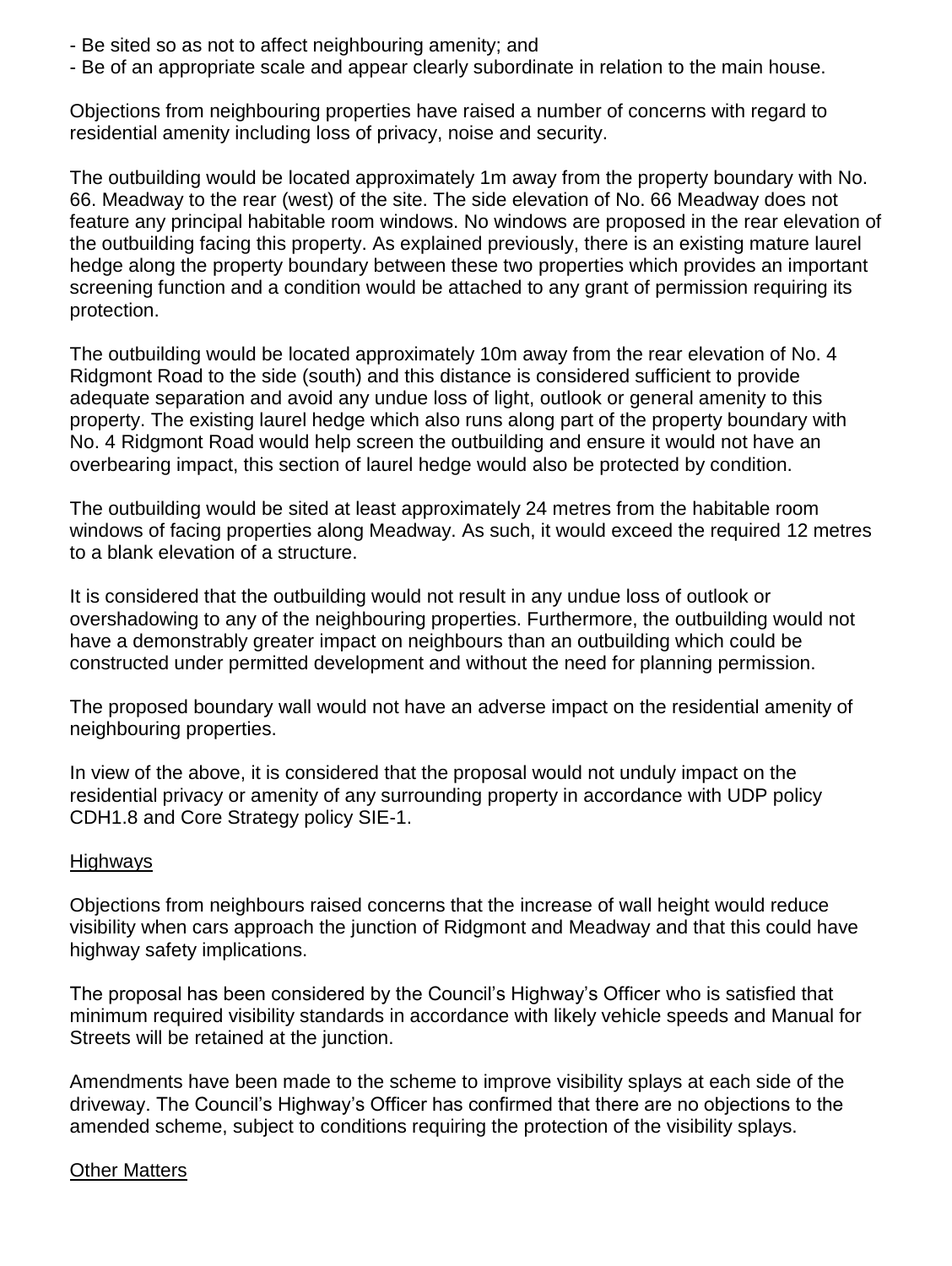- Be sited so as not to affect neighbouring amenity; and
- Be of an appropriate scale and appear clearly subordinate in relation to the main house.

Objections from neighbouring properties have raised a number of concerns with regard to residential amenity including loss of privacy, noise and security.

The outbuilding would be located approximately 1m away from the property boundary with No. 66. Meadway to the rear (west) of the site. The side elevation of No. 66 Meadway does not feature any principal habitable room windows. No windows are proposed in the rear elevation of the outbuilding facing this property. As explained previously, there is an existing mature laurel hedge along the property boundary between these two properties which provides an important screening function and a condition would be attached to any grant of permission requiring its protection.

The outbuilding would be located approximately 10m away from the rear elevation of No. 4 Ridgmont Road to the side (south) and this distance is considered sufficient to provide adequate separation and avoid any undue loss of light, outlook or general amenity to this property. The existing laurel hedge which also runs along part of the property boundary with No. 4 Ridgmont Road would help screen the outbuilding and ensure it would not have an overbearing impact, this section of laurel hedge would also be protected by condition.

The outbuilding would be sited at least approximately 24 metres from the habitable room windows of facing properties along Meadway. As such, it would exceed the required 12 metres to a blank elevation of a structure.

It is considered that the outbuilding would not result in any undue loss of outlook or overshadowing to any of the neighbouring properties. Furthermore, the outbuilding would not have a demonstrably greater impact on neighbours than an outbuilding which could be constructed under permitted development and without the need for planning permission.

The proposed boundary wall would not have an adverse impact on the residential amenity of neighbouring properties.

In view of the above, it is considered that the proposal would not unduly impact on the residential privacy or amenity of any surrounding property in accordance with UDP policy CDH1.8 and Core Strategy policy SIE-1.

## Highways

Objections from neighbours raised concerns that the increase of wall height would reduce visibility when cars approach the junction of Ridgmont and Meadway and that this could have highway safety implications.

The proposal has been considered by the Council's Highway's Officer who is satisfied that minimum required visibility standards in accordance with likely vehicle speeds and Manual for Streets will be retained at the junction.

Amendments have been made to the scheme to improve visibility splays at each side of the driveway. The Council's Highway's Officer has confirmed that there are no objections to the amended scheme, subject to conditions requiring the protection of the visibility splays.

## Other Matters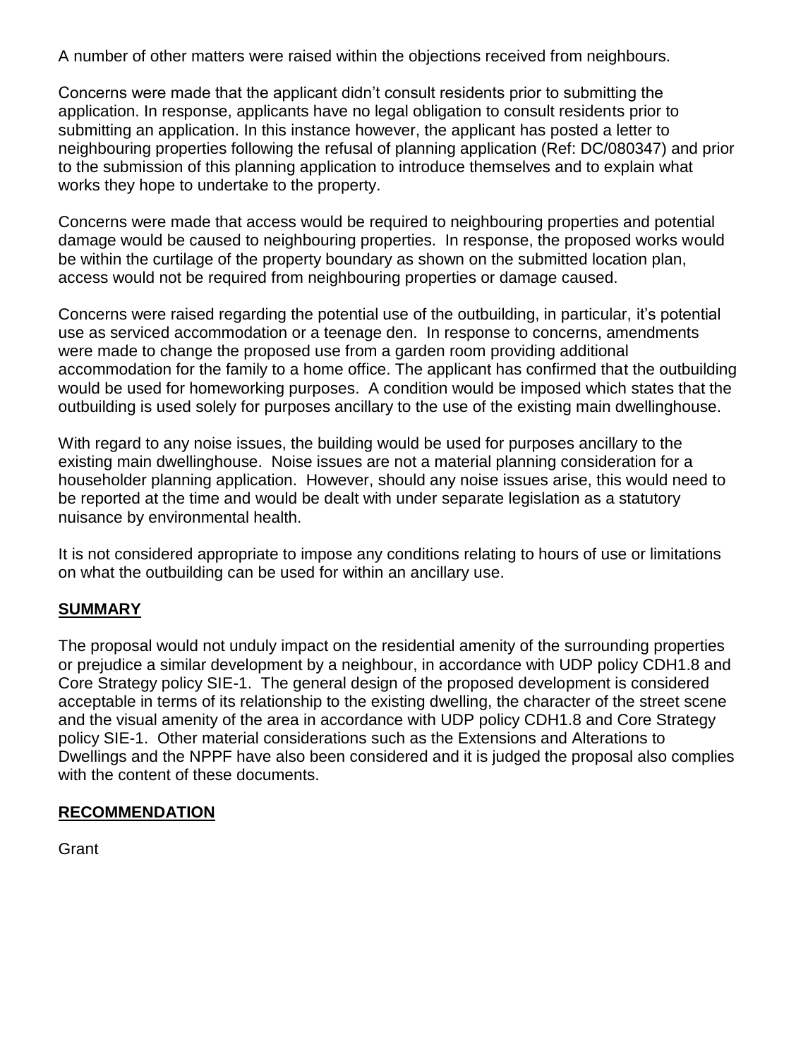A number of other matters were raised within the objections received from neighbours.

Concerns were made that the applicant didn't consult residents prior to submitting the application. In response, applicants have no legal obligation to consult residents prior to submitting an application. In this instance however, the applicant has posted a letter to neighbouring properties following the refusal of planning application (Ref: DC/080347) and prior to the submission of this planning application to introduce themselves and to explain what works they hope to undertake to the property.

Concerns were made that access would be required to neighbouring properties and potential damage would be caused to neighbouring properties. In response, the proposed works would be within the curtilage of the property boundary as shown on the submitted location plan, access would not be required from neighbouring properties or damage caused.

Concerns were raised regarding the potential use of the outbuilding, in particular, it's potential use as serviced accommodation or a teenage den. In response to concerns, amendments were made to change the proposed use from a garden room providing additional accommodation for the family to a home office. The applicant has confirmed that the outbuilding would be used for homeworking purposes. A condition would be imposed which states that the outbuilding is used solely for purposes ancillary to the use of the existing main dwellinghouse.

With regard to any noise issues, the building would be used for purposes ancillary to the existing main dwellinghouse. Noise issues are not a material planning consideration for a householder planning application. However, should any noise issues arise, this would need to be reported at the time and would be dealt with under separate legislation as a statutory nuisance by environmental health.

It is not considered appropriate to impose any conditions relating to hours of use or limitations on what the outbuilding can be used for within an ancillary use.

## SUMMARY

The proposal would not unduly impact on the residential amenity of the surrounding properties or prejudice a similar development by a neighbour, in accordance with UDP policy CDH1.8 and Core Strategy policy SIE-1. The general design of the proposed development is considered acceptable in terms of its relationship to the existing dwelling, the character of the street scene and the visual amenity of the area in accordance with UDP policy CDH1.8 and Core Strategy policy SIE-1. Other material considerations such as the Extensions and Alterations to Dwellings and the NPPF have also been considered and it is judged the proposal also complies with the content of these documents.

## RECOMMENDATION

Grant